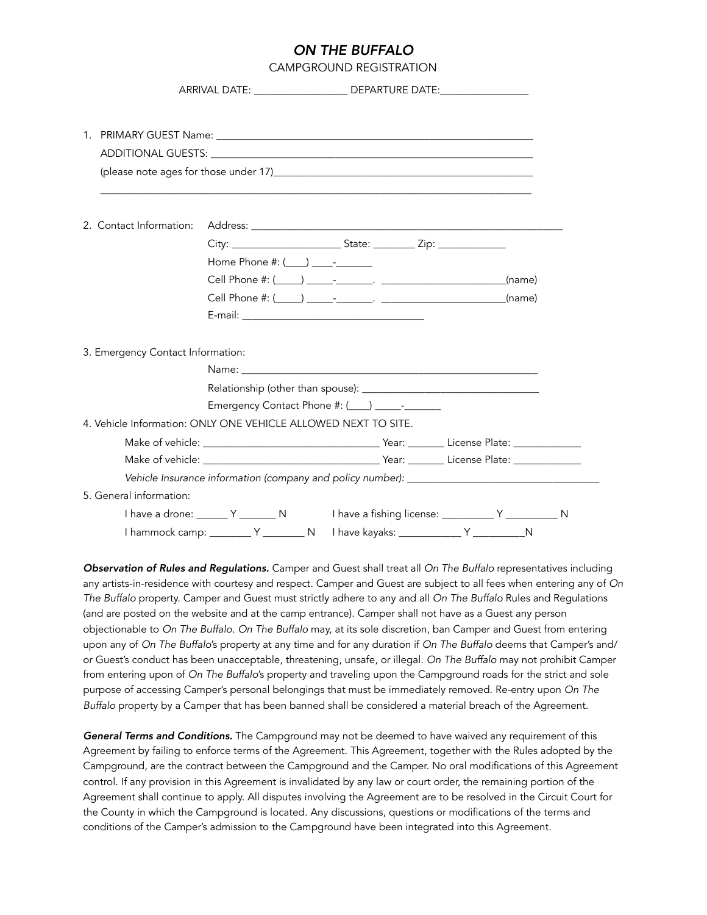# *ON THE BUFFALO*

CAMPGROUND REGISTRATION

ARRIVAL DATE: _________________ DEPARTURE DATE:________________

1. PRIMARY GUEST Name: ___________________________________________________________

   ADDITIONAL GUESTS: ___________________________________________________________

   (please note ages for those under 17)_______________________________________________

   ________________________________________________________________________________

2. Contact Information: Address: ____________________________________________________________

   City: _____________________ State: ________ Zip: _____________

   Home Phone #: (____) ____-_______

   Cell Phone #: (_____) _____-_______. _______________________(name)

   Cell Phone #: (_____) _____-_______. _______________________(name)

   E-mail: __________________________________

3. Emergency Contact Information:

   Name: _________________________________________________________

   Relationship (other than spouse): _________________________________

   Emergency Contact Phone #: (____) _____-_______

4. Vehicle Information: ONLY ONE VEHICLE ALLOWED NEXT TO SITE.

   Make of vehicle: __________________________________ Year: _______ License Plate: _____________

   Make of vehicle: __________________________________ Year: _______ License Plate: _____________

   *Vehicle Insurance information (company and policy number):* ____________________________________

5. General information:

   I have a drone: ______ Y _______ N I have a fishing license: __________ Y __________ N

   I hammock camp: ________ Y ________ N I have kayaks: ____________ Y __________N

***Observation of Rules and Regulations.*** Camper and Guest shall treat all *On The Buffalo* representatives including any artists-in-residence with courtesy and respect. Camper and Guest are subject to all fees when entering any of *On The Buffalo* property. Camper and Guest must strictly adhere to any and all *On The Buffalo* Rules and Regulations (and are posted on the website and at the camp entrance). Camper shall not have as a Guest any person objectionable to *On The Buffalo. On The Buffalo* may, at its sole discretion, ban Camper and Guest from entering upon any of *On The Buffalo*'s property at any time and for any duration if *On The Buffalo* deems that Camper's and/or Guest's conduct has been unacceptable, threatening, unsafe, or illegal. *On The Buffalo* may not prohibit Camper from entering upon of *On The Buffalo*'s property and traveling upon the Campground roads for the strict and sole purpose of accessing Camper's personal belongings that must be immediately removed. Re-entry upon *On The Buffalo* property by a Camper that has been banned shall be considered a material breach of the Agreement.

***General Terms and Conditions.*** The Campground may not be deemed to have waived any requirement of this Agreement by failing to enforce terms of the Agreement. This Agreement, together with the Rules adopted by the Campground, are the contract between the Campground and the Camper. No oral modifications of this Agreement control. If any provision in this Agreement is invalidated by any law or court order, the remaining portion of the Agreement shall continue to apply. All disputes involving the Agreement are to be resolved in the Circuit Court for the County in which the Campground is located. Any discussions, questions or modifications of the terms and conditions of the Camper's admission to the Campground have been integrated into this Agreement.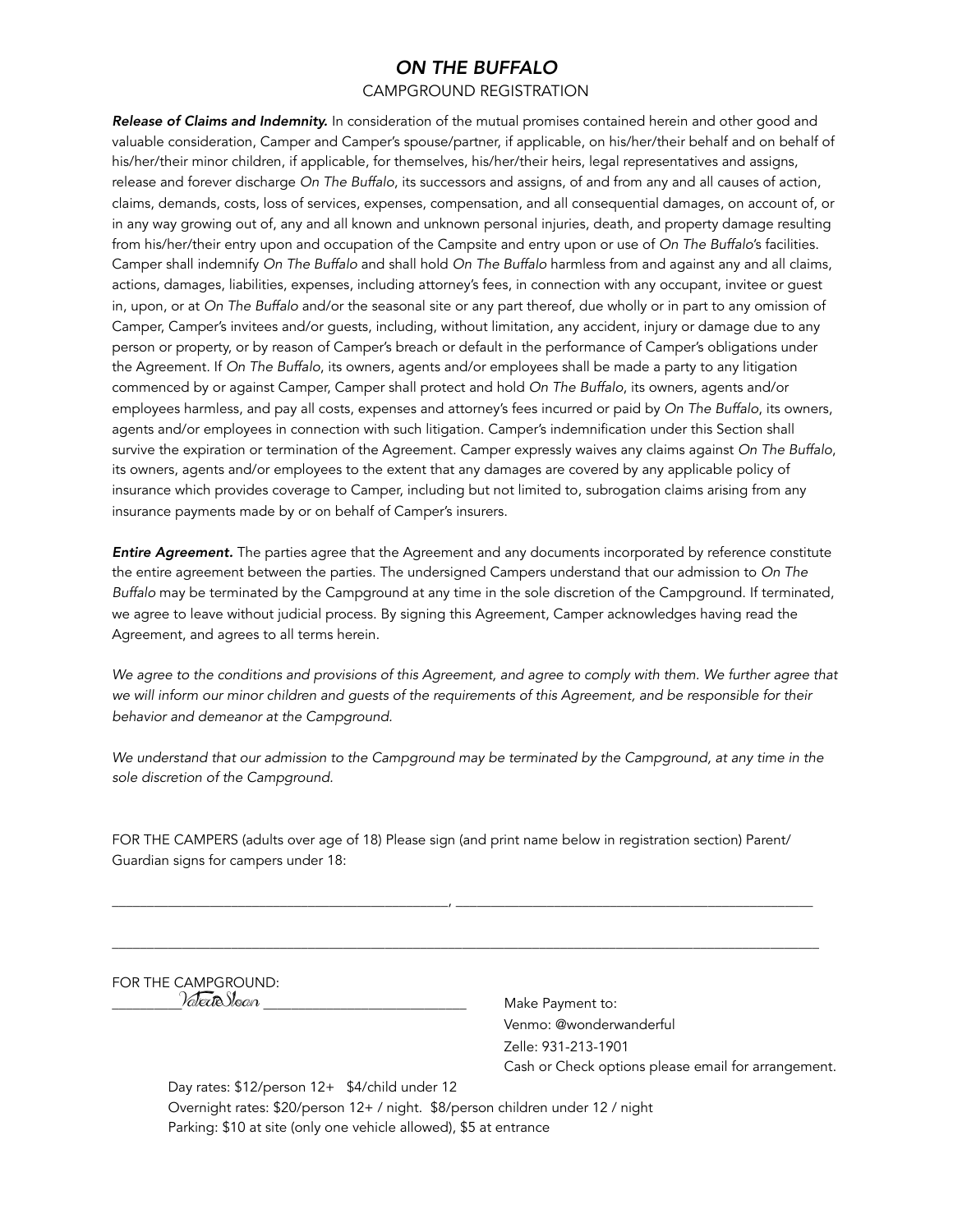# *ON THE BUFFALO*

CAMPGROUND REGISTRATION

***Release of Claims and Indemnity.*** In consideration of the mutual promises contained herein and other good and valuable consideration, Camper and Camper's spouse/partner, if applicable, on his/her/their behalf and on behalf of his/her/their minor children, if applicable, for themselves, his/her/their heirs, legal representatives and assigns, release and forever discharge *On The Buffalo*, its successors and assigns, of and from any and all causes of action, claims, demands, costs, loss of services, expenses, compensation, and all consequential damages, on account of, or in any way growing out of, any and all known and unknown personal injuries, death, and property damage resulting from his/her/their entry upon and occupation of the Campsite and entry upon or use of *On The Buffalo*'s facilities. Camper shall indemnify *On The Buffalo* and shall hold *On The Buffalo* harmless from and against any and all claims, actions, damages, liabilities, expenses, including attorney's fees, in connection with any occupant, invitee or guest in, upon, or at *On The Buffalo* and/or the seasonal site or any part thereof, due wholly or in part to any omission of Camper, Camper's invitees and/or guests, including, without limitation, any accident, injury or damage due to any person or property, or by reason of Camper's breach or default in the performance of Camper's obligations under the Agreement. If *On The Buffalo*, its owners, agents and/or employees shall be made a party to any litigation commenced by or against Camper, Camper shall protect and hold *On The Buffalo*, its owners, agents and/or employees harmless, and pay all costs, expenses and attorney's fees incurred or paid by *On The Buffalo*, its owners, agents and/or employees in connection with such litigation. Camper's indemnification under this Section shall survive the expiration or termination of the Agreement. Camper expressly waives any claims against *On The Buffalo*, its owners, agents and/or employees to the extent that any damages are covered by any applicable policy of insurance which provides coverage to Camper, including but not limited to, subrogation claims arising from any insurance payments made by or on behalf of Camper's insurers.

***Entire Agreement.*** The parties agree that the Agreement and any documents incorporated by reference constitute the entire agreement between the parties. The undersigned Campers understand that our admission to *On The Buffalo* may be terminated by the Campground at any time in the sole discretion of the Campground. If terminated, we agree to leave without judicial process. By signing this Agreement, Camper acknowledges having read the Agreement, and agrees to all terms herein.

*We agree to the conditions and provisions of this Agreement, and agree to comply with them. We further agree that we will inform our minor children and guests of the requirements of this Agreement, and be responsible for their behavior and demeanor at the Campground.*

*We understand that our admission to the Campground may be terminated by the Campground, at any time in the sole discretion of the Campground.*

FOR THE CAMPERS (adults over age of 18) Please sign (and print name below in registration section) Parent/Guardian signs for campers under 18:

_______________________________________________, ___________________________________________________

____________________________________________________________________________________________________

FOR THE CAMPGROUND:
_________Valerie Sloan ___________________________

Make Payment to:
Venmo: @wonderwanderful
Zelle: 931-213-1901
Cash or Check options please email for arrangement.

Day rates: $12/person 12+   $4/child under 12
Overnight rates: $20/person 12+ / night.  $8/person children under 12 / night
Parking: $10 at site (only one vehicle allowed), $5 at entrance